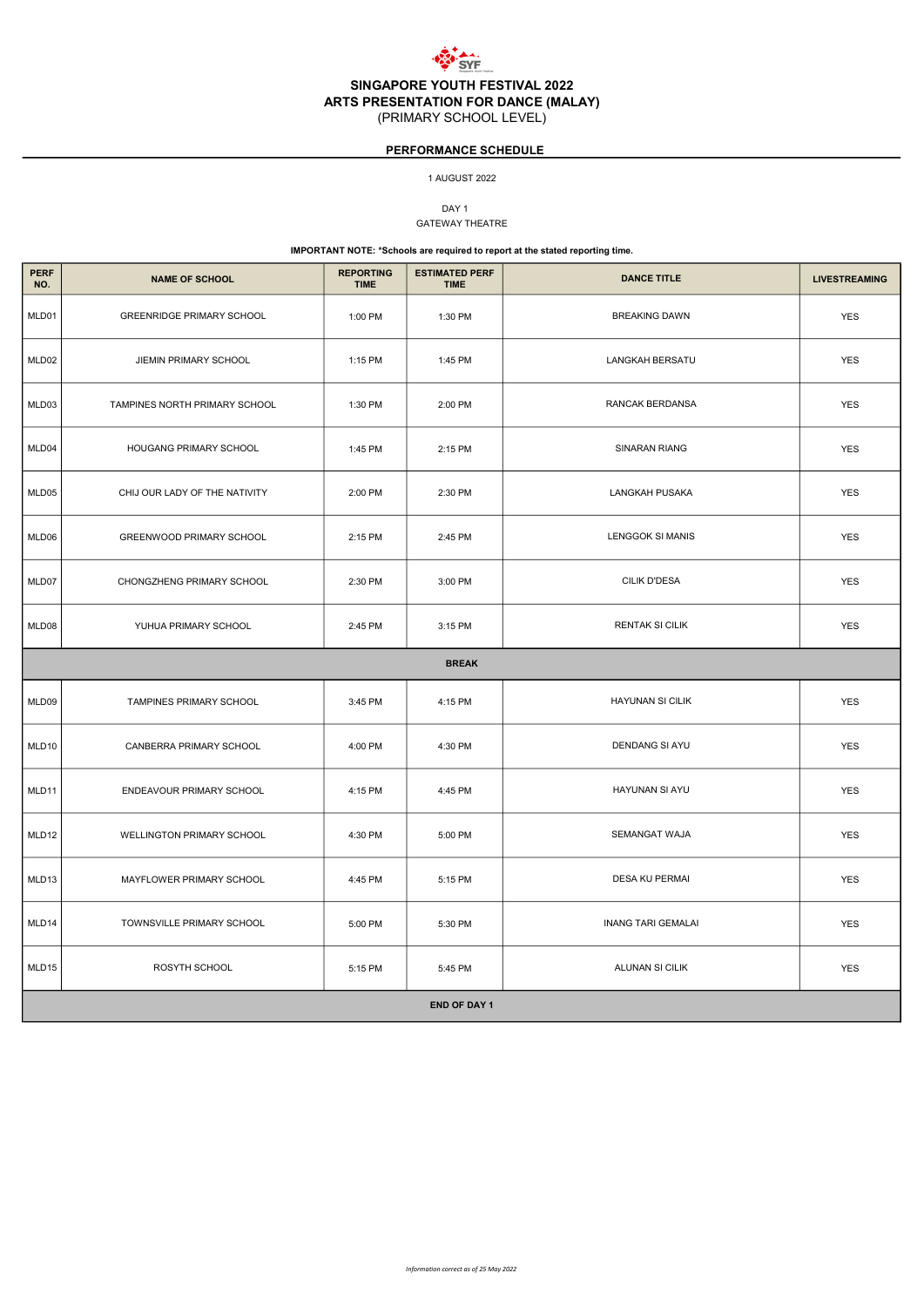# SINGAPORE YOUTH FESTIVAL 2022
## ARTS PRESENTATION FOR DANCE (MALAY)
(PRIMARY SCHOOL LEVEL)

**PERFORMANCE SCHEDULE**

1 AUGUST 2022

DAY 1
GATEWAY THEATRE

**IMPORTANT NOTE: *Schools are required to report at the stated reporting time.**

| PERF NO. | NAME OF SCHOOL | REPORTING TIME | ESTIMATED PERF TIME | DANCE TITLE | LIVESTREAMING |
|---|---|---|---|---|---|
| MLD01 | GREENRIDGE PRIMARY SCHOOL | 1:00 PM | 1:30 PM | BREAKING DAWN | YES |
| MLD02 | JIEMIN PRIMARY SCHOOL | 1:15 PM | 1:45 PM | LANGKAH BERSATU | YES |
| MLD03 | TAMPINES NORTH PRIMARY SCHOOL | 1:30 PM | 2:00 PM | RANCAK BERDANSA | YES |
| MLD04 | HOUGANG PRIMARY SCHOOL | 1:45 PM | 2:15 PM | SINARAN RIANG | YES |
| MLD05 | CHIJ OUR LADY OF THE NATIVITY | 2:00 PM | 2:30 PM | LANGKAH PUSAKA | YES |
| MLD06 | GREENWOOD PRIMARY SCHOOL | 2:15 PM | 2:45 PM | LENGGOK SI MANIS | YES |
| MLD07 | CHONGZHENG PRIMARY SCHOOL | 2:30 PM | 3:00 PM | CILIK D'DESA | YES |
| MLD08 | YUHUA PRIMARY SCHOOL | 2:45 PM | 3:15 PM | RENTAK SI CILIK | YES |
| **BREAK** | | | | | |
| MLD09 | TAMPINES PRIMARY SCHOOL | 3:45 PM | 4:15 PM | HAYUNAN SI CILIK | YES |
| MLD10 | CANBERRA PRIMARY SCHOOL | 4:00 PM | 4:30 PM | DENDANG SI AYU | YES |
| MLD11 | ENDEAVOUR PRIMARY SCHOOL | 4:15 PM | 4:45 PM | HAYUNAN SI AYU | YES |
| MLD12 | WELLINGTON PRIMARY SCHOOL | 4:30 PM | 5:00 PM | SEMANGAT WAJA | YES |
| MLD13 | MAYFLOWER PRIMARY SCHOOL | 4:45 PM | 5:15 PM | DESA KU PERMAI | YES |
| MLD14 | TOWNSVILLE PRIMARY SCHOOL | 5:00 PM | 5:30 PM | INANG TARI GEMALAI | YES |
| MLD15 | ROSYTH SCHOOL | 5:15 PM | 5:45 PM | ALUNAN SI CILIK | YES |
| **END OF DAY 1** | | | | | |

*Information correct as of 25 May 2022*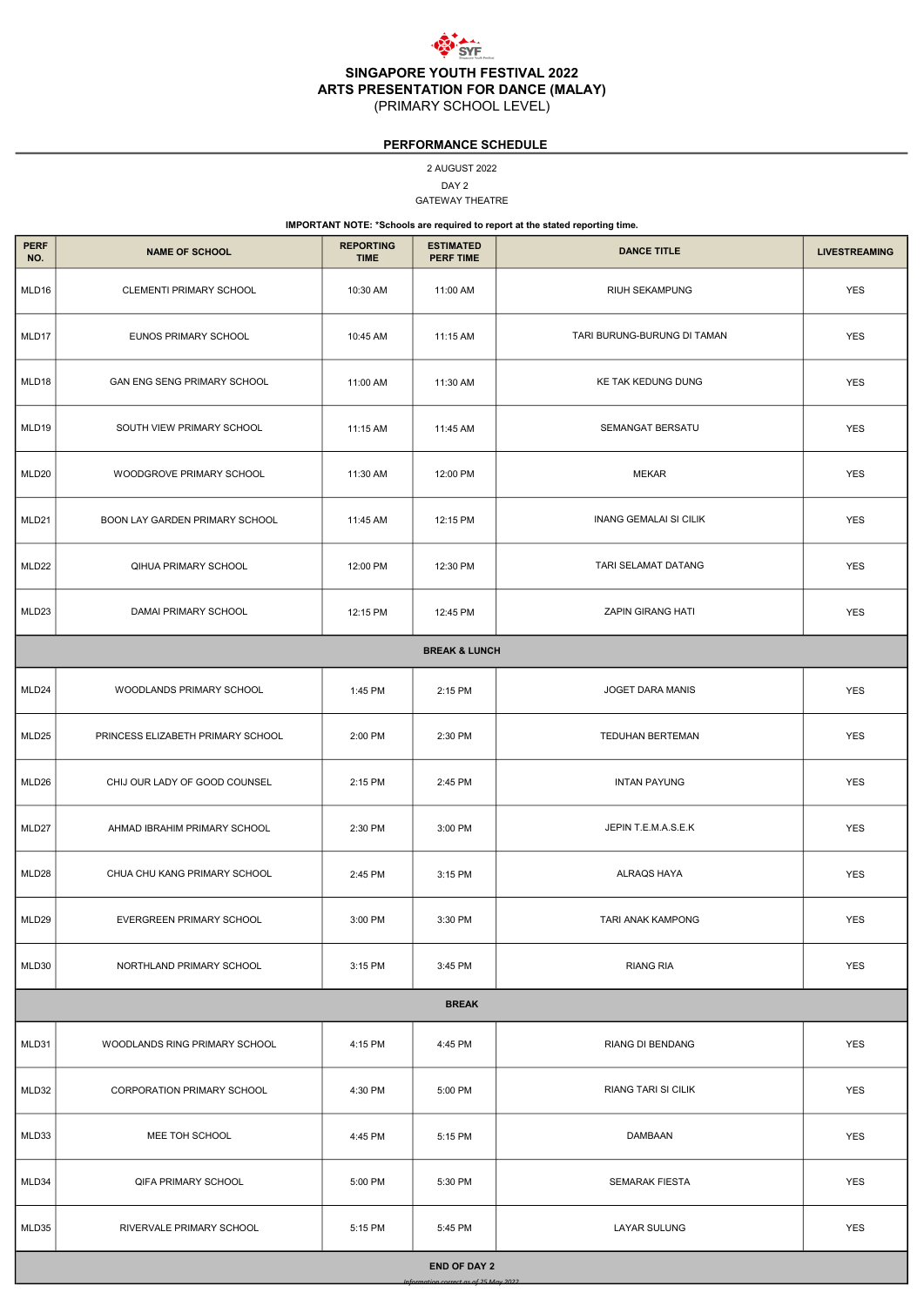# SINGAPORE YOUTH FESTIVAL 2022
# ARTS PRESENTATION FOR DANCE (MALAY)
## (PRIMARY SCHOOL LEVEL)

### PERFORMANCE SCHEDULE

2 AUGUST 2022

DAY 2

GATEWAY THEATRE

**IMPORTANT NOTE: *Schools are required to report at the stated reporting time.**

| PERF NO. | NAME OF SCHOOL | REPORTING TIME | ESTIMATED PERF TIME | DANCE TITLE | LIVESTREAMING |
|---|---|---|---|---|---|
| MLD16 | CLEMENTI PRIMARY SCHOOL | 10:30 AM | 11:00 AM | RIUH SEKAMPUNG | YES |
| MLD17 | EUNOS PRIMARY SCHOOL | 10:45 AM | 11:15 AM | TARI BURUNG-BURUNG DI TAMAN | YES |
| MLD18 | GAN ENG SENG PRIMARY SCHOOL | 11:00 AM | 11:30 AM | KE TAK KEDUNG DUNG | YES |
| MLD19 | SOUTH VIEW PRIMARY SCHOOL | 11:15 AM | 11:45 AM | SEMANGAT BERSATU | YES |
| MLD20 | WOODGROVE PRIMARY SCHOOL | 11:30 AM | 12:00 PM | MEKAR | YES |
| MLD21 | BOON LAY GARDEN PRIMARY SCHOOL | 11:45 AM | 12:15 PM | INANG GEMALAI SI CILIK | YES |
| MLD22 | QIHUA PRIMARY SCHOOL | 12:00 PM | 12:30 PM | TARI SELAMAT DATANG | YES |
| MLD23 | DAMAI PRIMARY SCHOOL | 12:15 PM | 12:45 PM | ZAPIN GIRANG HATI | YES |
| **BREAK & LUNCH** | | | | | |
| MLD24 | WOODLANDS PRIMARY SCHOOL | 1:45 PM | 2:15 PM | JOGET DARA MANIS | YES |
| MLD25 | PRINCESS ELIZABETH PRIMARY SCHOOL | 2:00 PM | 2:30 PM | TEDUHAN BERTEMAN | YES |
| MLD26 | CHIJ OUR LADY OF GOOD COUNSEL | 2:15 PM | 2:45 PM | INTAN PAYUNG | YES |
| MLD27 | AHMAD IBRAHIM PRIMARY SCHOOL | 2:30 PM | 3:00 PM | JEPIN T.E.M.A.S.E.K | YES |
| MLD28 | CHUA CHU KANG PRIMARY SCHOOL | 2:45 PM | 3:15 PM | ALRAQS HAYA | YES |
| MLD29 | EVERGREEN PRIMARY SCHOOL | 3:00 PM | 3:30 PM | TARI ANAK KAMPONG | YES |
| MLD30 | NORTHLAND PRIMARY SCHOOL | 3:15 PM | 3:45 PM | RIANG RIA | YES |
| **BREAK** | | | | | |
| MLD31 | WOODLANDS RING PRIMARY SCHOOL | 4:15 PM | 4:45 PM | RIANG DI BENDANG | YES |
| MLD32 | CORPORATION PRIMARY SCHOOL | 4:30 PM | 5:00 PM | RIANG TARI SI CILIK | YES |
| MLD33 | MEE TOH SCHOOL | 4:45 PM | 5:15 PM | DAMBAAN | YES |
| MLD34 | QIFA PRIMARY SCHOOL | 5:00 PM | 5:30 PM | SEMARAK FIESTA | YES |
| MLD35 | RIVERVALE PRIMARY SCHOOL | 5:15 PM | 5:45 PM | LAYAR SULUNG | YES |
| **END OF DAY 2** | | | | | |

*Information correct as of 25 May 2022*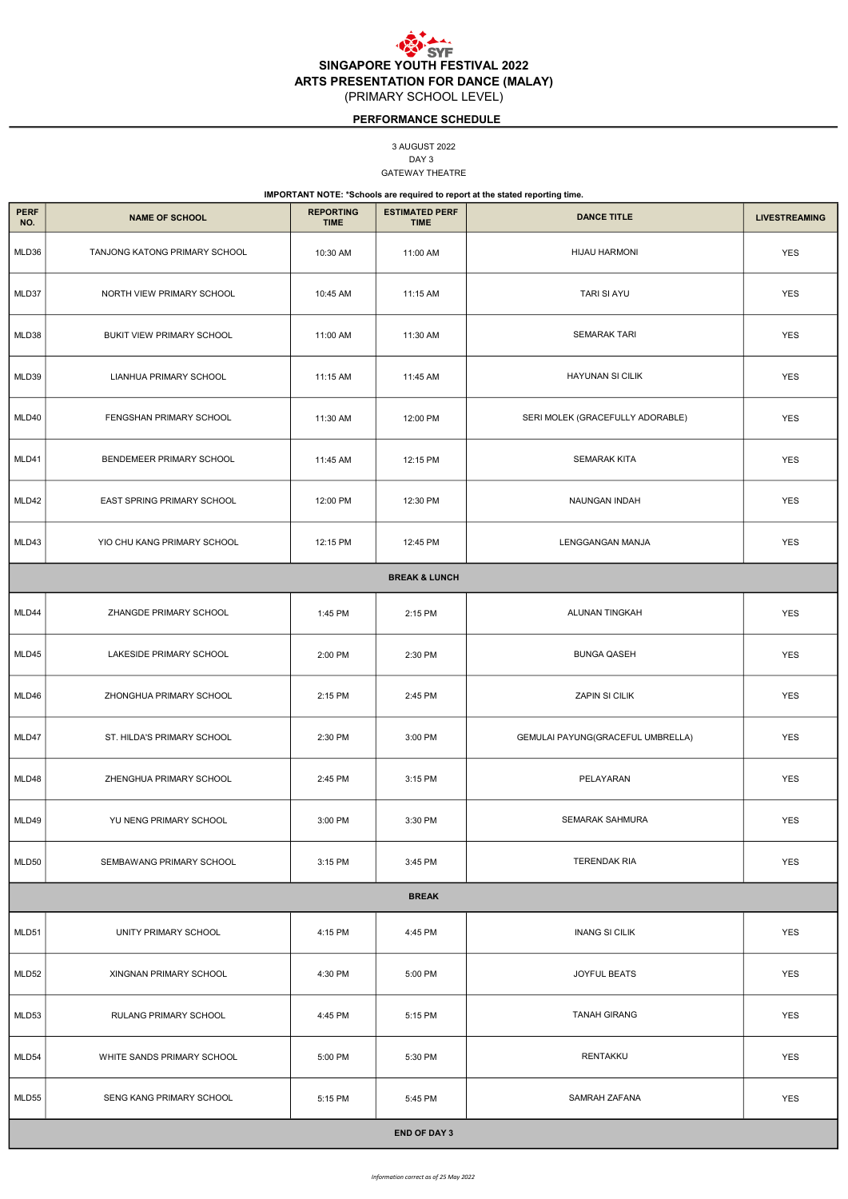# SINGAPORE YOUTH FESTIVAL 2022
# ARTS PRESENTATION FOR DANCE (MALAY)
(PRIMARY SCHOOL LEVEL)

## PERFORMANCE SCHEDULE

3 AUGUST 2022
DAY 3
GATEWAY THEATRE

**IMPORTANT NOTE: *Schools are required to report at the stated reporting time.**

| PERF NO. | NAME OF SCHOOL | REPORTING TIME | ESTIMATED PERF TIME | DANCE TITLE | LIVESTREAMING |
|---|---|---|---|---|---|
| MLD36 | TANJONG KATONG PRIMARY SCHOOL | 10:30 AM | 11:00 AM | HIJAU HARMONI | YES |
| MLD37 | NORTH VIEW PRIMARY SCHOOL | 10:45 AM | 11:15 AM | TARI SI AYU | YES |
| MLD38 | BUKIT VIEW PRIMARY SCHOOL | 11:00 AM | 11:30 AM | SEMARAK TARI | YES |
| MLD39 | LIANHUA PRIMARY SCHOOL | 11:15 AM | 11:45 AM | HAYUNAN SI CILIK | YES |
| MLD40 | FENGSHAN PRIMARY SCHOOL | 11:30 AM | 12:00 PM | SERI MOLEK (GRACEFULLY ADORABLE) | YES |
| MLD41 | BENDEMEER PRIMARY SCHOOL | 11:45 AM | 12:15 PM | SEMARAK KITA | YES |
| MLD42 | EAST SPRING PRIMARY SCHOOL | 12:00 PM | 12:30 PM | NAUNGAN INDAH | YES |
| MLD43 | YIO CHU KANG PRIMARY SCHOOL | 12:15 PM | 12:45 PM | LENGGANGAN MANJA | YES |
| **BREAK & LUNCH** | | | | | |
| MLD44 | ZHANGDE PRIMARY SCHOOL | 1:45 PM | 2:15 PM | ALUNAN TINGKAH | YES |
| MLD45 | LAKESIDE PRIMARY SCHOOL | 2:00 PM | 2:30 PM | BUNGA QASEH | YES |
| MLD46 | ZHONGHUA PRIMARY SCHOOL | 2:15 PM | 2:45 PM | ZAPIN SI CILIK | YES |
| MLD47 | ST. HILDA'S PRIMARY SCHOOL | 2:30 PM | 3:00 PM | GEMULAI PAYUNG(GRACEFUL UMBRELLA) | YES |
| MLD48 | ZHENGHUA PRIMARY SCHOOL | 2:45 PM | 3:15 PM | PELAYARAN | YES |
| MLD49 | YU NENG PRIMARY SCHOOL | 3:00 PM | 3:30 PM | SEMARAK SAHMURA | YES |
| MLD50 | SEMBAWANG PRIMARY SCHOOL | 3:15 PM | 3:45 PM | TERENDAK RIA | YES |
| **BREAK** | | | | | |
| MLD51 | UNITY PRIMARY SCHOOL | 4:15 PM | 4:45 PM | INANG SI CILIK | YES |
| MLD52 | XINGNAN PRIMARY SCHOOL | 4:30 PM | 5:00 PM | JOYFUL BEATS | YES |
| MLD53 | RULANG PRIMARY SCHOOL | 4:45 PM | 5:15 PM | TANAH GIRANG | YES |
| MLD54 | WHITE SANDS PRIMARY SCHOOL | 5:00 PM | 5:30 PM | RENTAKKU | YES |
| MLD55 | SENG KANG PRIMARY SCHOOL | 5:15 PM | 5:45 PM | SAMRAH ZAFANA | YES |
| **END OF DAY 3** | | | | | |

*Information correct as of 25 May 2022*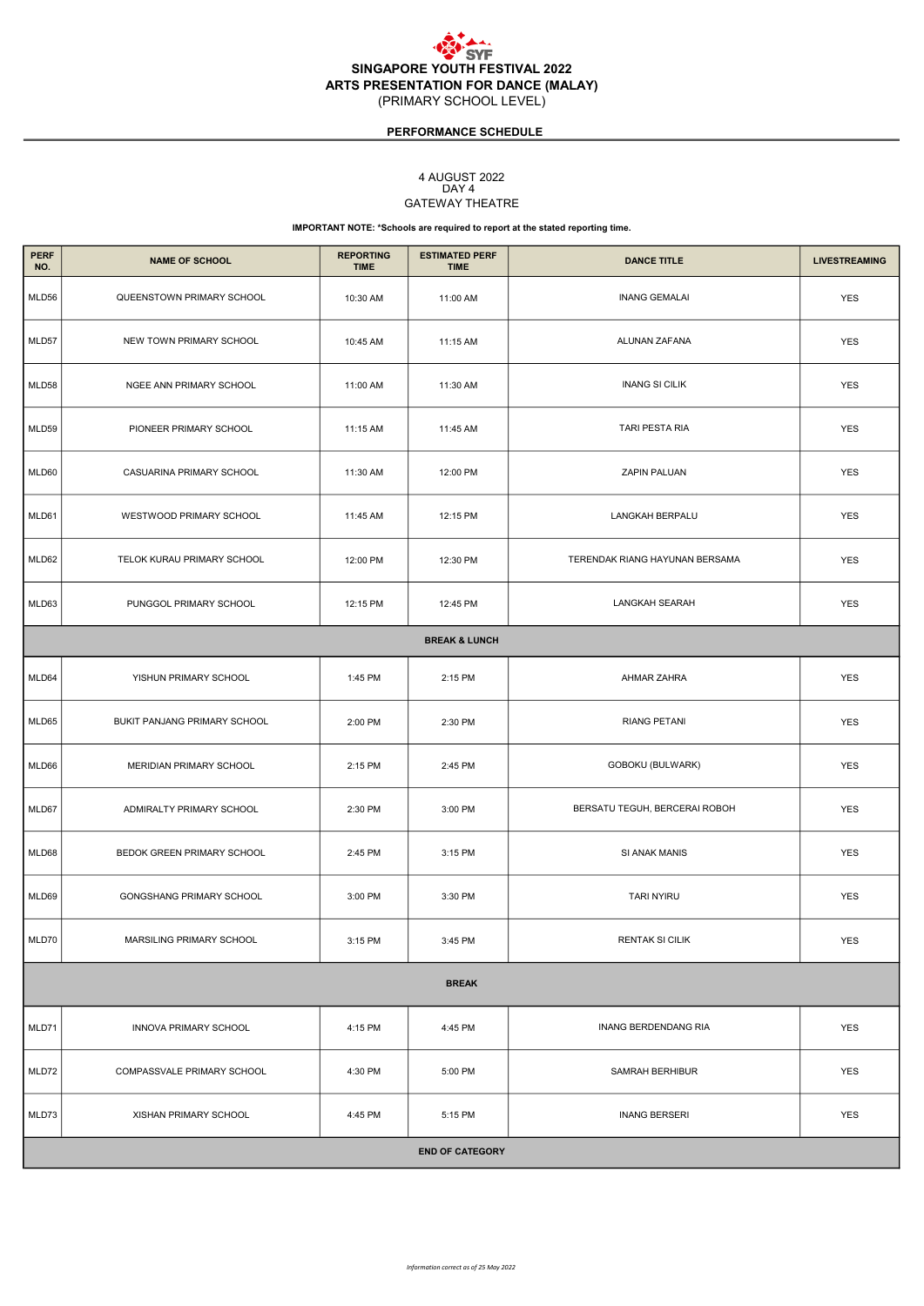# SINGAPORE YOUTH FESTIVAL 2022
## ARTS PRESENTATION FOR DANCE (MALAY)
(PRIMARY SCHOOL LEVEL)

**PERFORMANCE SCHEDULE**

4 AUGUST 2022
DAY 4
GATEWAY THEATRE

**IMPORTANT NOTE: *Schools are required to report at the stated reporting time.**

| PERF NO. | NAME OF SCHOOL | REPORTING TIME | ESTIMATED PERF TIME | DANCE TITLE | LIVESTREAMING |
|---|---|---|---|---|---|
| MLD56 | QUEENSTOWN PRIMARY SCHOOL | 10:30 AM | 11:00 AM | INANG GEMALAI | YES |
| MLD57 | NEW TOWN PRIMARY SCHOOL | 10:45 AM | 11:15 AM | ALUNAN ZAFANA | YES |
| MLD58 | NGEE ANN PRIMARY SCHOOL | 11:00 AM | 11:30 AM | INANG SI CILIK | YES |
| MLD59 | PIONEER PRIMARY SCHOOL | 11:15 AM | 11:45 AM | TARI PESTA RIA | YES |
| MLD60 | CASUARINA PRIMARY SCHOOL | 11:30 AM | 12:00 PM | ZAPIN PALUAN | YES |
| MLD61 | WESTWOOD PRIMARY SCHOOL | 11:45 AM | 12:15 PM | LANGKAH BERPALU | YES |
| MLD62 | TELOK KURAU PRIMARY SCHOOL | 12:00 PM | 12:30 PM | TERENDAK RIANG HAYUNAN BERSAMA | YES |
| MLD63 | PUNGGOL PRIMARY SCHOOL | 12:15 PM | 12:45 PM | LANGKAH SEARAH | YES |
| **BREAK & LUNCH** | | | | | |
| MLD64 | YISHUN PRIMARY SCHOOL | 1:45 PM | 2:15 PM | AHMAR ZAHRA | YES |
| MLD65 | BUKIT PANJANG PRIMARY SCHOOL | 2:00 PM | 2:30 PM | RIANG PETANI | YES |
| MLD66 | MERIDIAN PRIMARY SCHOOL | 2:15 PM | 2:45 PM | GOBOKU (BULWARK) | YES |
| MLD67 | ADMIRALTY PRIMARY SCHOOL | 2:30 PM | 3:00 PM | BERSATU TEGUH, BERCERAI ROBOH | YES |
| MLD68 | BEDOK GREEN PRIMARY SCHOOL | 2:45 PM | 3:15 PM | SI ANAK MANIS | YES |
| MLD69 | GONGSHANG PRIMARY SCHOOL | 3:00 PM | 3:30 PM | TARI NYIRU | YES |
| MLD70 | MARSILING PRIMARY SCHOOL | 3:15 PM | 3:45 PM | RENTAK SI CILIK | YES |
| **BREAK** | | | | | |
| MLD71 | INNOVA PRIMARY SCHOOL | 4:15 PM | 4:45 PM | INANG BERDENDANG RIA | YES |
| MLD72 | COMPASSVALE PRIMARY SCHOOL | 4:30 PM | 5:00 PM | SAMRAH BERHIBUR | YES |
| MLD73 | XISHAN PRIMARY SCHOOL | 4:45 PM | 5:15 PM | INANG BERSERI | YES |
| **END OF CATEGORY** | | | | | |

*Information correct as of 25 May 2022*